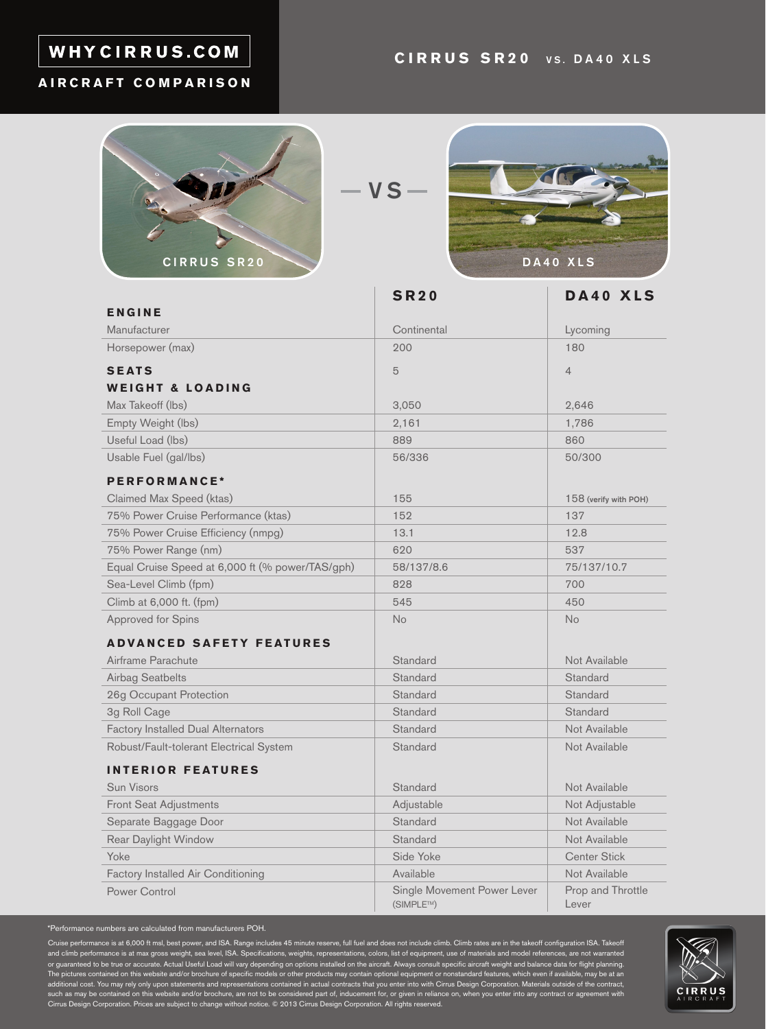# WHYCIRRUS.COM

## AIRCRAFT COMPARISON

## CIRRUS SR20 VS. DA40 XLS

CIRRUS SR20 — VS — DA40 XLS

| | SR20 | DA40 XLS |
|---|---|---|
| **ENGINE** | | |
| Manufacturer | Continental | Lycoming |
| Horsepower (max) | 200 | 180 |
| **SEATS** | 5 | 4 |
| **WEIGHT & LOADING** | | |
| Max Takeoff (lbs) | 3,050 | 2,646 |
| Empty Weight (lbs) | 2,161 | 1,786 |
| Useful Load (lbs) | 889 | 860 |
| Usable Fuel (gal/lbs) | 56/336 | 50/300 |
| **PERFORMANCE*** | | |
| Claimed Max Speed (ktas) | 155 | 158 (verify with POH) |
| 75% Power Cruise Performance (ktas) | 152 | 137 |
| 75% Power Cruise Efficiency (nmpg) | 13.1 | 12.8 |
| 75% Power Range (nm) | 620 | 537 |
| Equal Cruise Speed at 6,000 ft (% power/TAS/gph) | 58/137/8.6 | 75/137/10.7 |
| Sea-Level Climb (fpm) | 828 | 700 |
| Climb at 6,000 ft. (fpm) | 545 | 450 |
| Approved for Spins | No | No |
| **ADVANCED SAFETY FEATURES** | | |
| Airframe Parachute | Standard | Not Available |
| Airbag Seatbelts | Standard | Standard |
| 26g Occupant Protection | Standard | Standard |
| 3g Roll Cage | Standard | Standard |
| Factory Installed Dual Alternators | Standard | Not Available |
| Robust/Fault-tolerant Electrical System | Standard | Not Available |
| **INTERIOR FEATURES** | | |
| Sun Visors | Standard | Not Available |
| Front Seat Adjustments | Adjustable | Not Adjustable |
| Separate Baggage Door | Standard | Not Available |
| Rear Daylight Window | Standard | Not Available |
| Yoke | Side Yoke | Center Stick |
| Factory Installed Air Conditioning | Available | Not Available |
| Power Control | Single Movement Power Lever (SIMPLE™) | Prop and Throttle Lever |

*Performance numbers are calculated from manufacturers POH.

Cruise performance is at 6,000 ft msl, best power, and ISA. Range includes 45 minute reserve, full fuel and does not include climb. Climb rates are in the takeoff configuration ISA. Takeoff and climb performance is at max gross weight, sea level, ISA. Specifications, weights, representations, colors, list of equipment, use of materials and model references, are not warranted or guaranteed to be true or accurate. Actual Useful Load will vary depending on options installed on the aircraft. Always consult specific aircraft weight and balance data for flight planning. The pictures contained on this website and/or brochure of specific models or other products may contain optional equipment or nonstandard features, which even if available, may be at an additional cost. You may rely only upon statements and representations contained in actual contracts that you enter into with Cirrus Design Corporation. Materials outside of the contract, such as may be contained on this website and/or brochure, are not to be considered part of, inducement for, or given in reliance on, when you enter into any contract or agreement with Cirrus Design Corporation. Prices are subject to change without notice. © 2013 Cirrus Design Corporation. All rights reserved.

CIRRUS AIRCRAFT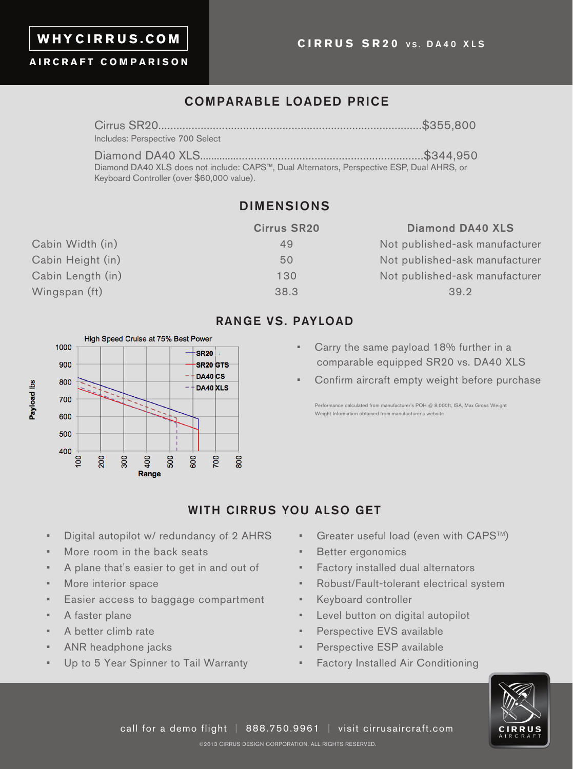**WHYCIRRUS.COM**

**AIRCRAFT COMPARISON**

**CIRRUS SR20 VS. DA40 XLS**

## COMPARABLE LOADED PRICE

Cirrus SR20.......................................................................................$355,800
Includes: Perspective 700 Select

Diamond DA40 XLS..........................................................................$344,950
Diamond DA40 XLS does not include: CAPS™, Dual Alternators, Perspective ESP, Dual AHRS, or Keyboard Controller (over $60,000 value).

## DIMENSIONS

| | Cirrus SR20 | Diamond DA40 XLS |
|---|---|---|
| Cabin Width (in) | 49 | Not published-ask manufacturer |
| Cabin Height (in) | 50 | Not published-ask manufacturer |
| Cabin Length (in) | 130 | Not published-ask manufacturer |
| Wingspan (ft) | 38.3 | 39.2 |

## RANGE VS. PAYLOAD

High Speed Cruise at 75% Best Power

Payload lbs

1000
900
800
700
600
500
400

100 200 300 400 500 600 700 800

Range

SR20
SR20 GTS
DA40 CS
DA40 XLS

- Carry the same payload 18% further in a comparable equipped SR20 vs. DA40 XLS
- Confirm aircraft empty weight before purchase

Performance calculated from manufacturer's POH @ 8,000ft, ISA, Max Gross Weight
Weight Information obtained from manufacturer's website

## WITH CIRRUS YOU ALSO GET

- Digital autopilot w/ redundancy of 2 AHRS
- More room in the back seats
- A plane that's easier to get in and out of
- More interior space
- Easier access to baggage compartment
- A faster plane
- A better climb rate
- ANR headphone jacks
- Up to 5 Year Spinner to Tail Warranty
- Greater useful load (even with CAPS™)
- Better ergonomics
- Factory installed dual alternators
- Robust/Fault-tolerant electrical system
- Keyboard controller
- Level button on digital autopilot
- Perspective EVS available
- Perspective ESP available
- Factory Installed Air Conditioning

call for a demo flight | 888.750.9961 | visit cirrusaircraft.com

©2013 CIRRUS DESIGN CORPORATION. ALL RIGHTS RESERVED.

CIRRUS AIRCRAFT